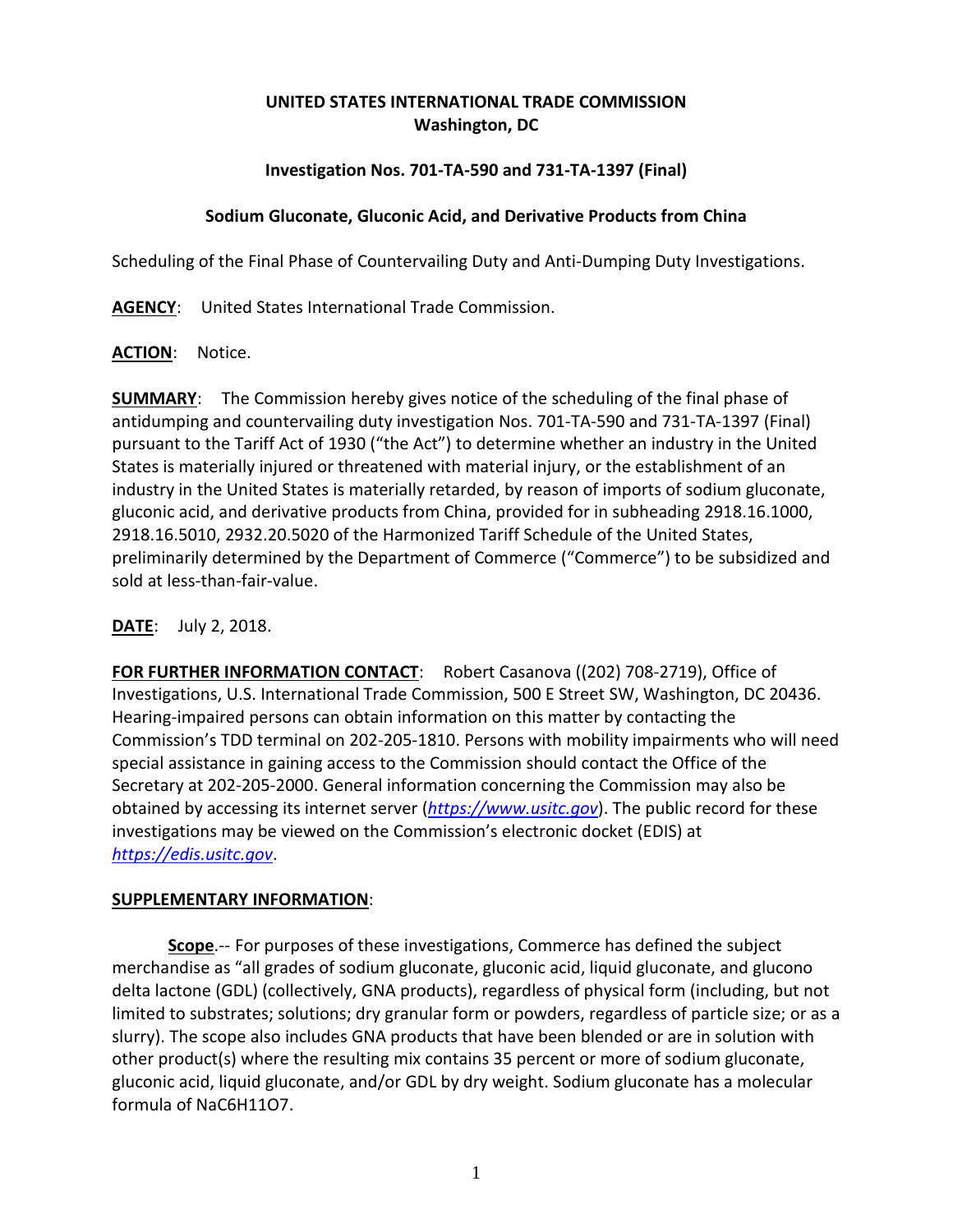**UNITED STATES INTERNATIONAL TRADE COMMISSION**
**Washington, DC**

**Investigation Nos. 701-TA-590 and 731-TA-1397 (Final)**

**Sodium Gluconate, Gluconic Acid, and Derivative Products from China**

Scheduling of the Final Phase of Countervailing Duty and Anti-Dumping Duty Investigations.

**AGENCY**: United States International Trade Commission.

**ACTION**: Notice.

**SUMMARY**: The Commission hereby gives notice of the scheduling of the final phase of antidumping and countervailing duty investigation Nos. 701-TA-590 and 731-TA-1397 (Final) pursuant to the Tariff Act of 1930 ("the Act") to determine whether an industry in the United States is materially injured or threatened with material injury, or the establishment of an industry in the United States is materially retarded, by reason of imports of sodium gluconate, gluconic acid, and derivative products from China, provided for in subheading 2918.16.1000, 2918.16.5010, 2932.20.5020 of the Harmonized Tariff Schedule of the United States, preliminarily determined by the Department of Commerce ("Commerce") to be subsidized and sold at less-than-fair-value.

**DATE**: July 2, 2018.

**FOR FURTHER INFORMATION CONTACT**: Robert Casanova ((202) 708-2719), Office of Investigations, U.S. International Trade Commission, 500 E Street SW, Washington, DC 20436. Hearing-impaired persons can obtain information on this matter by contacting the Commission's TDD terminal on 202-205-1810. Persons with mobility impairments who will need special assistance in gaining access to the Commission should contact the Office of the Secretary at 202-205-2000. General information concerning the Commission may also be obtained by accessing its internet server (*https://www.usitc.gov*). The public record for these investigations may be viewed on the Commission's electronic docket (EDIS) at *https://edis.usitc.gov*.

**SUPPLEMENTARY INFORMATION**:

**Scope**.-- For purposes of these investigations, Commerce has defined the subject merchandise as "all grades of sodium gluconate, gluconic acid, liquid gluconate, and glucono delta lactone (GDL) (collectively, GNA products), regardless of physical form (including, but not limited to substrates; solutions; dry granular form or powders, regardless of particle size; or as a slurry). The scope also includes GNA products that have been blended or are in solution with other product(s) where the resulting mix contains 35 percent or more of sodium gluconate, gluconic acid, liquid gluconate, and/or GDL by dry weight. Sodium gluconate has a molecular formula of $NaC_6H_{11}O_7$.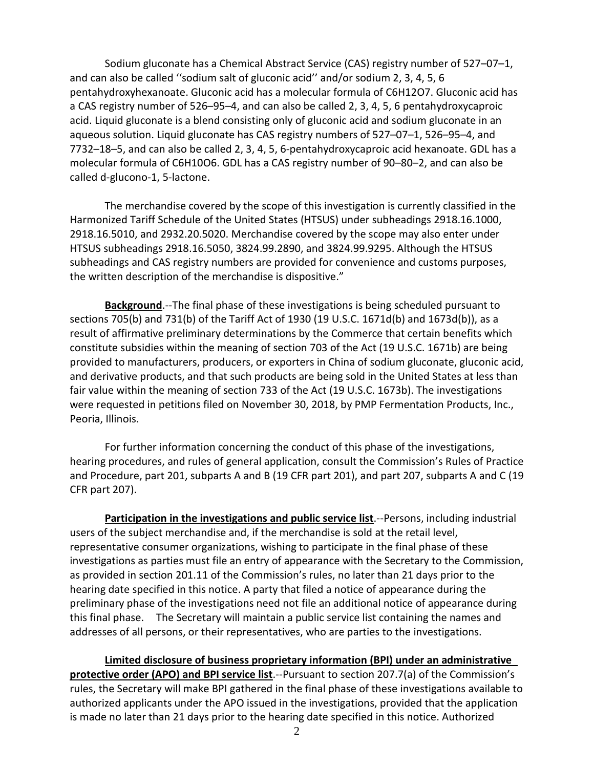Sodium gluconate has a Chemical Abstract Service (CAS) registry number of 527–07–1, and can also be called ''sodium salt of gluconic acid'' and/or sodium 2, 3, 4, 5, 6 pentahydroxyhexanoate. Gluconic acid has a molecular formula of $C_6H_{12}O_7$. Gluconic acid has a CAS registry number of 526–95–4, and can also be called 2, 3, 4, 5, 6 pentahydroxycaproic acid. Liquid gluconate is a blend consisting only of gluconic acid and sodium gluconate in an aqueous solution. Liquid gluconate has CAS registry numbers of 527–07–1, 526–95–4, and 7732–18–5, and can also be called 2, 3, 4, 5, 6-pentahydroxycaproic acid hexanoate. GDL has a molecular formula of $C_6H_{10}O_6$. GDL has a CAS registry number of 90–80–2, and can also be called d-glucono-1, 5-lactone.

The merchandise covered by the scope of this investigation is currently classified in the Harmonized Tariff Schedule of the United States (HTSUS) under subheadings 2918.16.1000, 2918.16.5010, and 2932.20.5020. Merchandise covered by the scope may also enter under HTSUS subheadings 2918.16.5050, 3824.99.2890, and 3824.99.9295. Although the HTSUS subheadings and CAS registry numbers are provided for convenience and customs purposes, the written description of the merchandise is dispositive."

**Background**.--The final phase of these investigations is being scheduled pursuant to sections 705(b) and 731(b) of the Tariff Act of 1930 (19 U.S.C. 1671d(b) and 1673d(b)), as a result of affirmative preliminary determinations by the Commerce that certain benefits which constitute subsidies within the meaning of section 703 of the Act (19 U.S.C. 1671b) are being provided to manufacturers, producers, or exporters in China of sodium gluconate, gluconic acid, and derivative products, and that such products are being sold in the United States at less than fair value within the meaning of section 733 of the Act (19 U.S.C. 1673b). The investigations were requested in petitions filed on November 30, 2018, by PMP Fermentation Products, Inc., Peoria, Illinois.

For further information concerning the conduct of this phase of the investigations, hearing procedures, and rules of general application, consult the Commission's Rules of Practice and Procedure, part 201, subparts A and B (19 CFR part 201), and part 207, subparts A and C (19 CFR part 207).

**Participation in the investigations and public service list**.--Persons, including industrial users of the subject merchandise and, if the merchandise is sold at the retail level, representative consumer organizations, wishing to participate in the final phase of these investigations as parties must file an entry of appearance with the Secretary to the Commission, as provided in section 201.11 of the Commission's rules, no later than 21 days prior to the hearing date specified in this notice. A party that filed a notice of appearance during the preliminary phase of the investigations need not file an additional notice of appearance during this final phase. The Secretary will maintain a public service list containing the names and addresses of all persons, or their representatives, who are parties to the investigations.

**Limited disclosure of business proprietary information (BPI) under an administrative protective order (APO) and BPI service list**.--Pursuant to section 207.7(a) of the Commission's rules, the Secretary will make BPI gathered in the final phase of these investigations available to authorized applicants under the APO issued in the investigations, provided that the application is made no later than 21 days prior to the hearing date specified in this notice. Authorized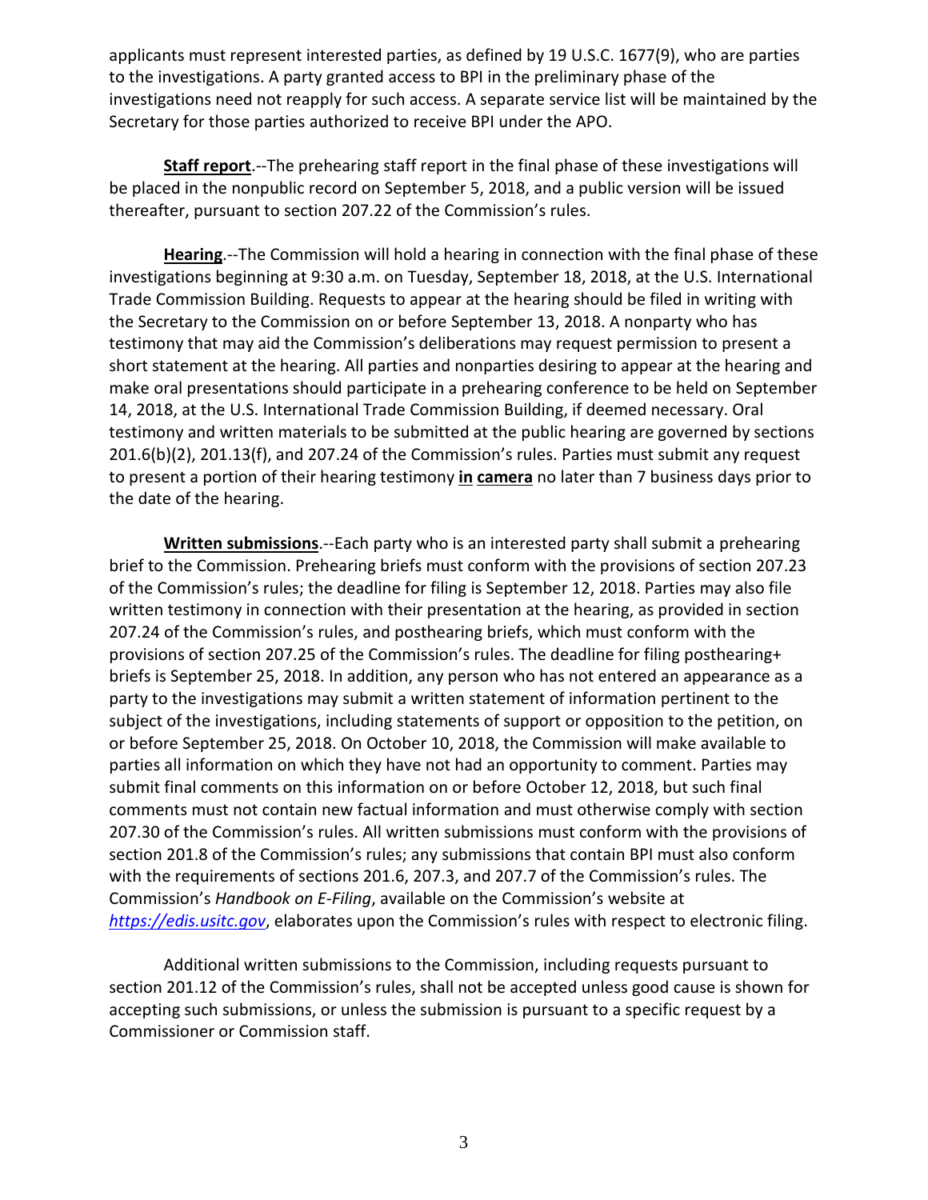applicants must represent interested parties, as defined by 19 U.S.C. 1677(9), who are parties to the investigations. A party granted access to BPI in the preliminary phase of the investigations need not reapply for such access. A separate service list will be maintained by the Secretary for those parties authorized to receive BPI under the APO.

**Staff report**.--The prehearing staff report in the final phase of these investigations will be placed in the nonpublic record on September 5, 2018, and a public version will be issued thereafter, pursuant to section 207.22 of the Commission's rules.

**Hearing**.--The Commission will hold a hearing in connection with the final phase of these investigations beginning at 9:30 a.m. on Tuesday, September 18, 2018, at the U.S. International Trade Commission Building. Requests to appear at the hearing should be filed in writing with the Secretary to the Commission on or before September 13, 2018. A nonparty who has testimony that may aid the Commission's deliberations may request permission to present a short statement at the hearing. All parties and nonparties desiring to appear at the hearing and make oral presentations should participate in a prehearing conference to be held on September 14, 2018, at the U.S. International Trade Commission Building, if deemed necessary. Oral testimony and written materials to be submitted at the public hearing are governed by sections 201.6(b)(2), 201.13(f), and 207.24 of the Commission's rules. Parties must submit any request to present a portion of their hearing testimony **in camera** no later than 7 business days prior to the date of the hearing.

**Written submissions**.--Each party who is an interested party shall submit a prehearing brief to the Commission. Prehearing briefs must conform with the provisions of section 207.23 of the Commission's rules; the deadline for filing is September 12, 2018. Parties may also file written testimony in connection with their presentation at the hearing, as provided in section 207.24 of the Commission's rules, and posthearing briefs, which must conform with the provisions of section 207.25 of the Commission's rules. The deadline for filing posthearing+ briefs is September 25, 2018. In addition, any person who has not entered an appearance as a party to the investigations may submit a written statement of information pertinent to the subject of the investigations, including statements of support or opposition to the petition, on or before September 25, 2018. On October 10, 2018, the Commission will make available to parties all information on which they have not had an opportunity to comment. Parties may submit final comments on this information on or before October 12, 2018, but such final comments must not contain new factual information and must otherwise comply with section 207.30 of the Commission's rules. All written submissions must conform with the provisions of section 201.8 of the Commission's rules; any submissions that contain BPI must also conform with the requirements of sections 201.6, 207.3, and 207.7 of the Commission's rules. The Commission's *Handbook on E-Filing*, available on the Commission's website at *https://edis.usitc.gov*, elaborates upon the Commission's rules with respect to electronic filing.

Additional written submissions to the Commission, including requests pursuant to section 201.12 of the Commission's rules, shall not be accepted unless good cause is shown for accepting such submissions, or unless the submission is pursuant to a specific request by a Commissioner or Commission staff.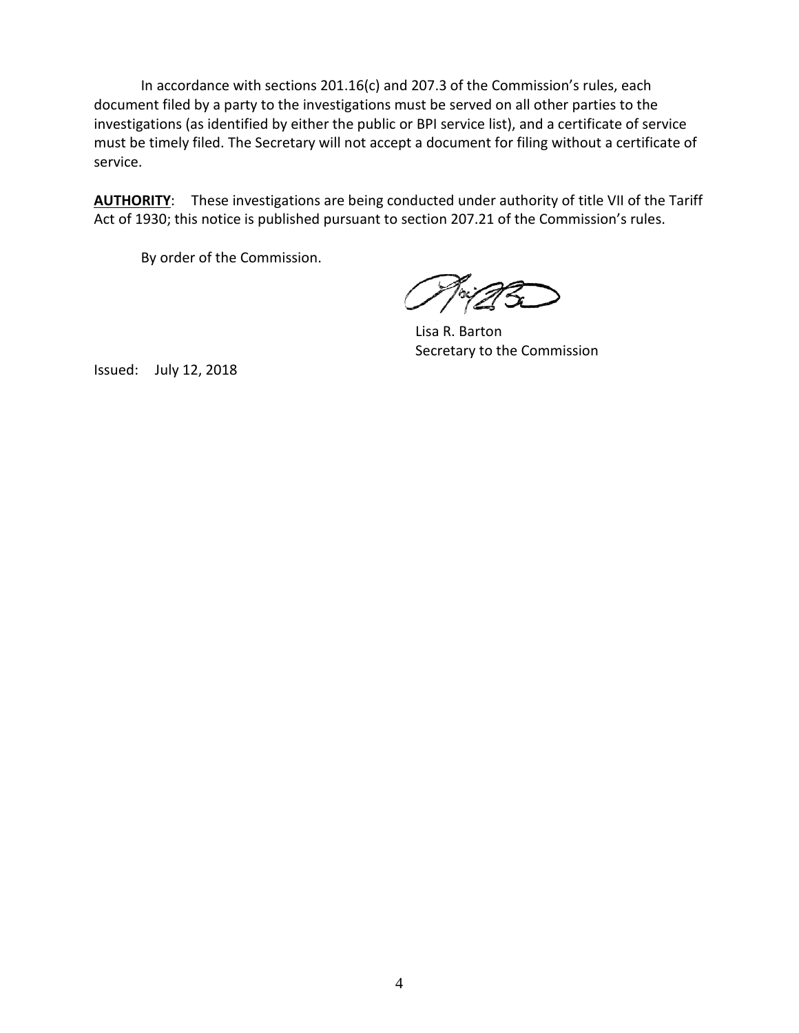In accordance with sections 201.16(c) and 207.3 of the Commission's rules, each document filed by a party to the investigations must be served on all other parties to the investigations (as identified by either the public or BPI service list), and a certificate of service must be timely filed. The Secretary will not accept a document for filing without a certificate of service.

**AUTHORITY**: These investigations are being conducted under authority of title VII of the Tariff Act of 1930; this notice is published pursuant to section 207.21 of the Commission's rules.

By order of the Commission.

Lisa R. Barton
Secretary to the Commission

Issued: July 12, 2018